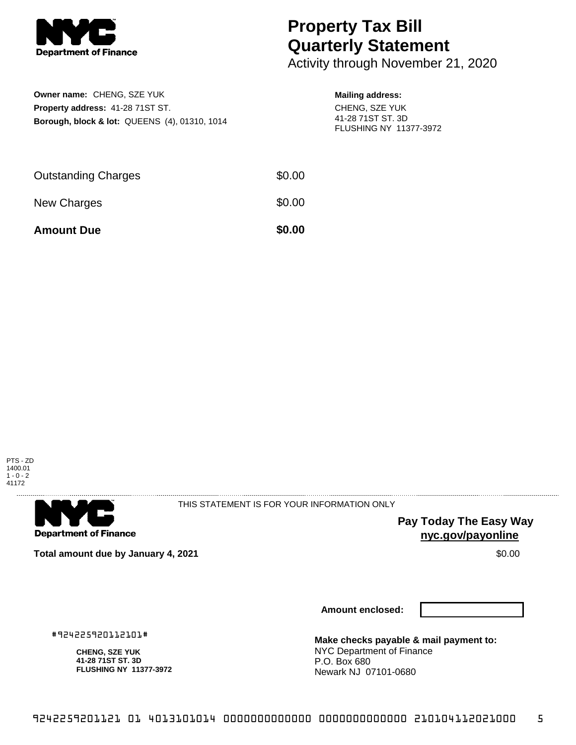NYC Department of Finance

# Property Tax Bill Quarterly Statement

Activity through November 21, 2020

**Owner name:** CHENG, SZE YUK
**Property address:** 41-28 71ST ST.
**Borough, block & lot:** QUEENS (4), 01310, 1014

**Mailing address:**
CHENG, SZE YUK
41-28 71ST ST. 3D
FLUSHING NY 11377-3972

| | |
|---|---|
| Outstanding Charges | $0.00 |
| New Charges | $0.00 |
| **Amount Due** | **$0.00** |

PTS - ZD
1400.01
1 - 0 - 2
41172

NYC Department of Finance

THIS STATEMENT IS FOR YOUR INFORMATION ONLY

**Pay Today The Easy Way**
**nyc.gov/payonline**

**Total amount due by January 4, 2021** $0.00

**Amount enclosed:**

#924225920112101#

**CHENG, SZE YUK**
**41-28 71ST ST. 3D**
**FLUSHING NY 11377-3972**

**Make checks payable & mail payment to:**
NYC Department of Finance
P.O. Box 680
Newark NJ 07101-0680

9242259201121 01 4013101014 0000000000000 0000000000000 210104112021000 5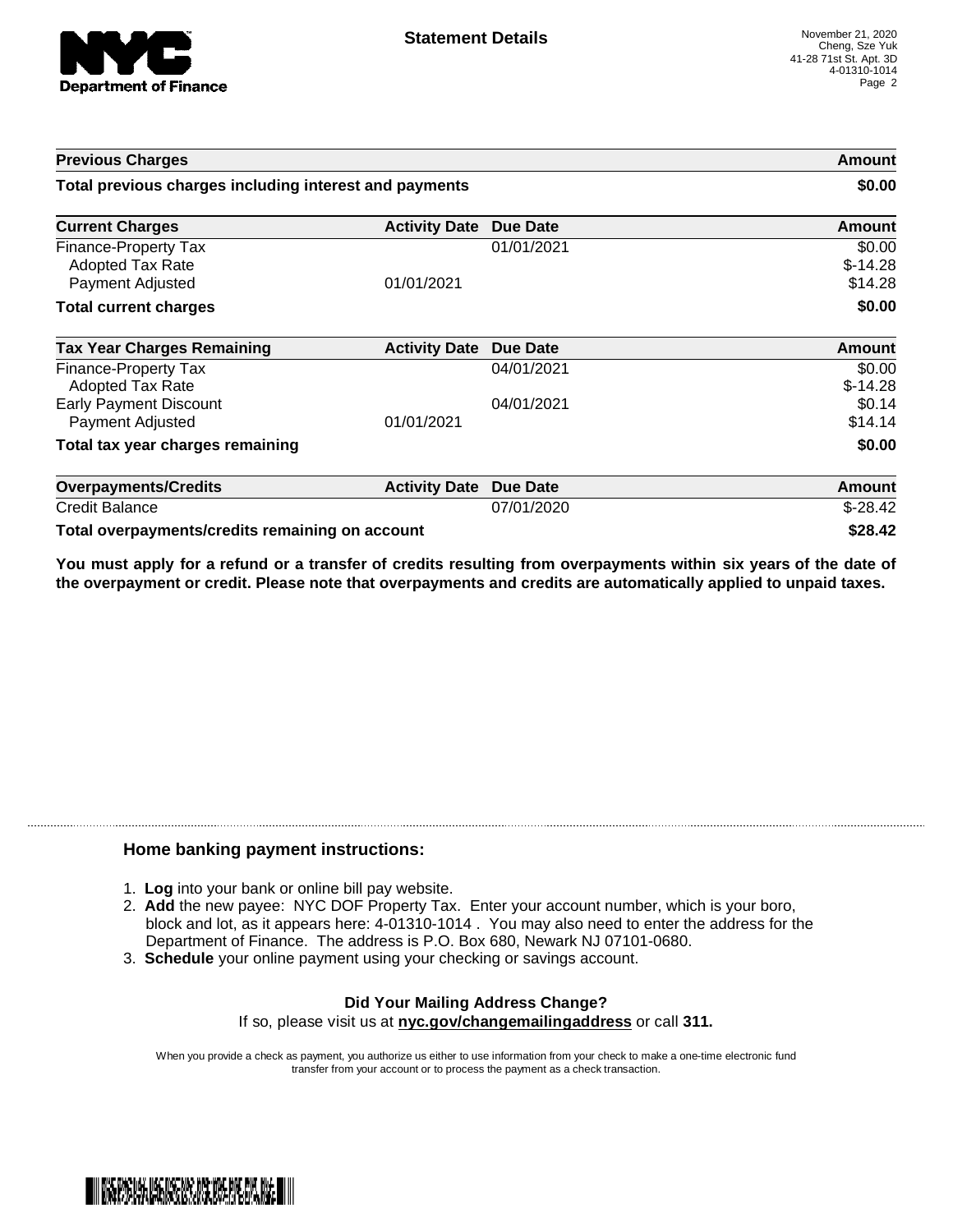**Department of Finance**

## Statement Details

November 21, 2020
Cheng, Sze Yuk
41-28 71st St. Apt. 3D
4-01310-1014
Page 2

| Previous Charges | | | Amount |
|---|---|---|---|
| **Total previous charges including interest and payments** | | | **$0.00** |

| Current Charges | Activity Date | Due Date | Amount |
|---|---|---|---|
| Finance-Property Tax | | 01/01/2021 | $0.00 |
| Adopted Tax Rate | | | $-14.28 |
| Payment Adjusted | 01/01/2021 | | $14.28 |
| **Total current charges** | | | **$0.00** |

| Tax Year Charges Remaining | Activity Date | Due Date | Amount |
|---|---|---|---|
| Finance-Property Tax | | 04/01/2021 | $0.00 |
| Adopted Tax Rate | | | $-14.28 |
| Early Payment Discount | | 04/01/2021 | $0.14 |
| Payment Adjusted | 01/01/2021 | | $14.14 |
| **Total tax year charges remaining** | | | **$0.00** |

| Overpayments/Credits | Activity Date | Due Date | Amount |
|---|---|---|---|
| Credit Balance | | 07/01/2020 | $-28.42 |
| **Total overpayments/credits remaining on account** | | | **$28.42** |

**You must apply for a refund or a transfer of credits resulting from overpayments within six years of the date of the overpayment or credit. Please note that overpayments and credits are automatically applied to unpaid taxes.**

### Home banking payment instructions:

1. **Log** into your bank or online bill pay website.
2. **Add** the new payee: NYC DOF Property Tax. Enter your account number, which is your boro, block and lot, as it appears here: 4-01310-1014 . You may also need to enter the address for the Department of Finance. The address is P.O. Box 680, Newark NJ 07101-0680.
3. **Schedule** your online payment using your checking or savings account.

**Did Your Mailing Address Change?**
If so, please visit us at **nyc.gov/changemailingaddress** or call **311.**

When you provide a check as payment, you authorize us either to use information from your check to make a one-time electronic fund transfer from your account or to process the payment as a check transaction.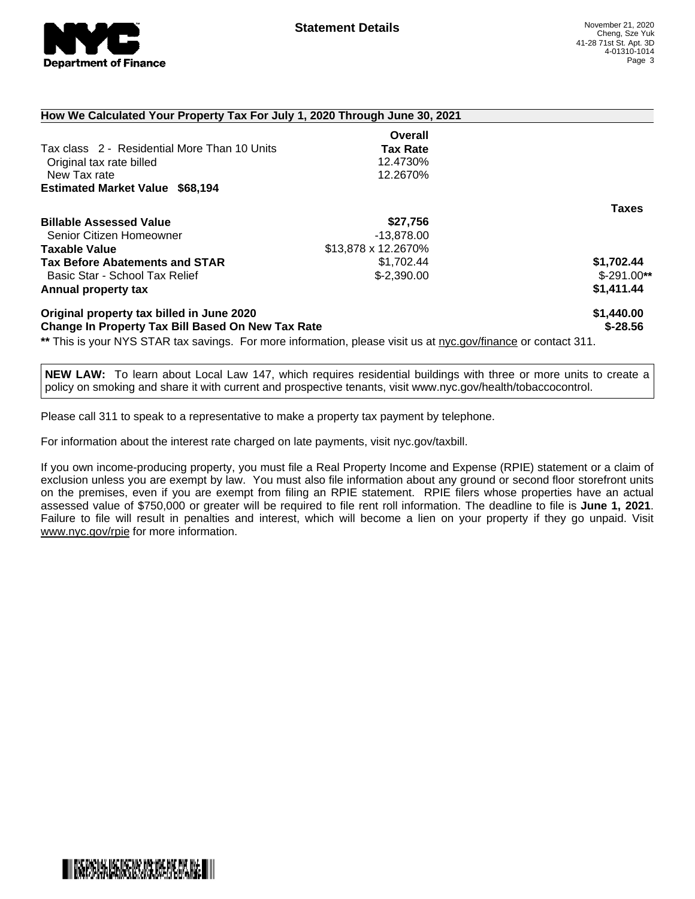## Statement Details

November 21, 2020
Cheng, Sze Yuk
41-28 71st St. Apt. 3D
4-01310-1014

### How We Calculated Your Property Tax For July 1, 2020 Through June 30, 2021

| | Overall Tax Rate | |
|---|---|---|
| Tax class 2 - Residential More Than 10 Units | | |
| Original tax rate billed | 12.4730% | |
| New Tax rate | 12.2670% | |
| **Estimated Market Value $68,194** | | |
| | | **Taxes** |
| **Billable Assessed Value** | **$27,756** | |
| Senior Citizen Homeowner | -13,878.00 | |
| **Taxable Value** | $13,878 x 12.2670% | |
| **Tax Before Abatements and STAR** | $1,702.44 | **$1,702.44** |
| Basic Star - School Tax Relief | $-2,390.00 | $-291.00** |
| **Annual property tax** | | **$1,411.44** |
| **Original property tax billed in June 2020** | | **$1,440.00** |
| **Change In Property Tax Bill Based On New Tax Rate** | | **$-28.56** |

** This is your NYS STAR tax savings. For more information, please visit us at nyc.gov/finance or contact 311.

**NEW LAW:** To learn about Local Law 147, which requires residential buildings with three or more units to create a policy on smoking and share it with current and prospective tenants, visit www.nyc.gov/health/tobaccocontrol.

Please call 311 to speak to a representative to make a property tax payment by telephone.

For information about the interest rate charged on late payments, visit nyc.gov/taxbill.

If you own income-producing property, you must file a Real Property Income and Expense (RPIE) statement or a claim of exclusion unless you are exempt by law. You must also file information about any ground or second floor storefront units on the premises, even if you are exempt from filing an RPIE statement. RPIE filers whose properties have an actual assessed value of $750,000 or greater will be required to file rent roll information. The deadline to file is **June 1, 2021**. Failure to file will result in penalties and interest, which will become a lien on your property if they go unpaid. Visit www.nyc.gov/rpie for more information.